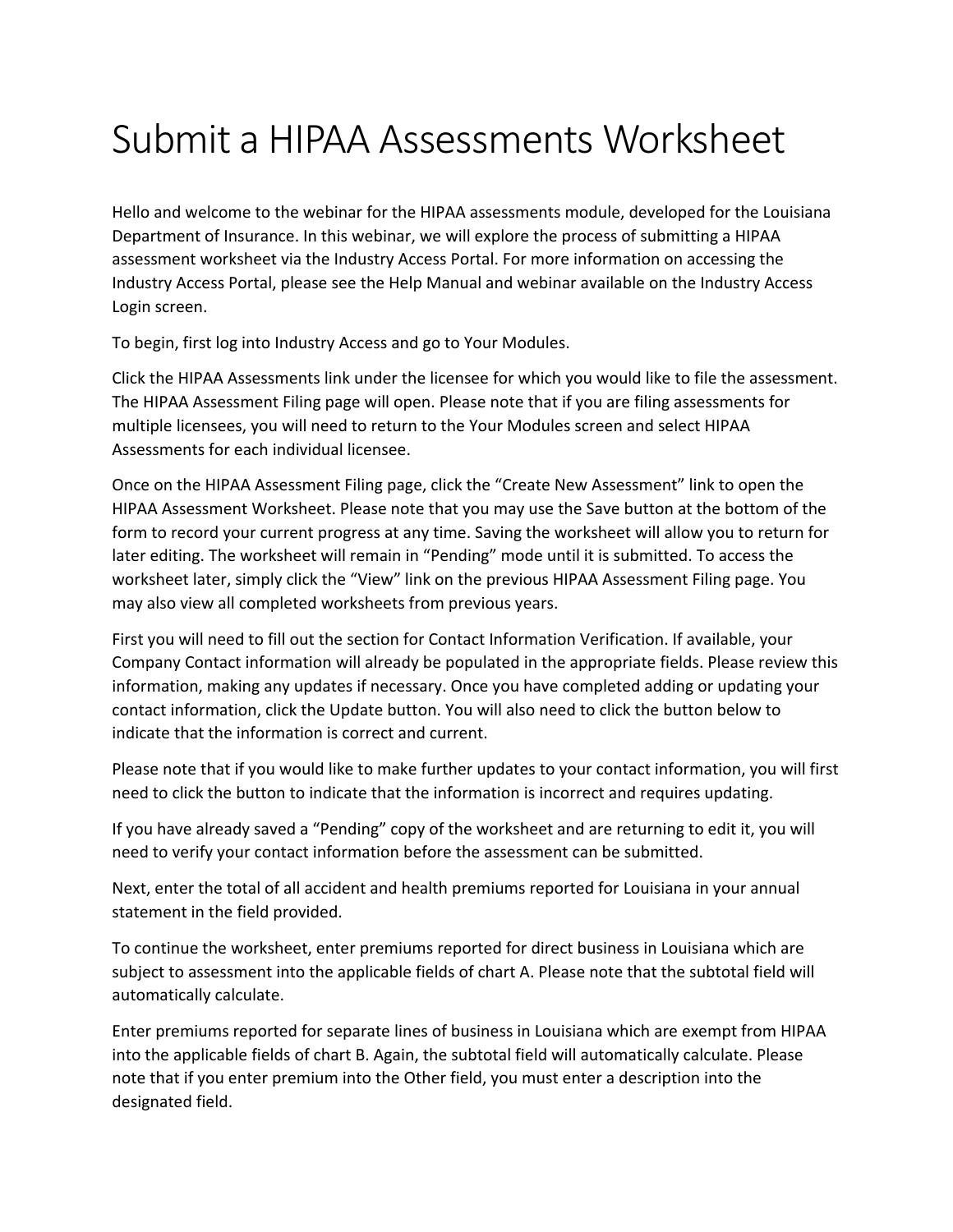# Submit a HIPAA Assessments Worksheet

Hello and welcome to the webinar for the HIPAA assessments module, developed for the Louisiana Department of Insurance. In this webinar, we will explore the process of submitting a HIPAA assessment worksheet via the Industry Access Portal. For more information on accessing the Industry Access Portal, please see the Help Manual and webinar available on the Industry Access Login screen.

To begin, first log into Industry Access and go to Your Modules.

Click the HIPAA Assessments link under the licensee for which you would like to file the assessment. The HIPAA Assessment Filing page will open. Please note that if you are filing assessments for multiple licensees, you will need to return to the Your Modules screen and select HIPAA Assessments for each individual licensee.

Once on the HIPAA Assessment Filing page, click the "Create New Assessment" link to open the HIPAA Assessment Worksheet. Please note that you may use the Save button at the bottom of the form to record your current progress at any time. Saving the worksheet will allow you to return for later editing. The worksheet will remain in "Pending" mode until it is submitted. To access the worksheet later, simply click the "View" link on the previous HIPAA Assessment Filing page. You may also view all completed worksheets from previous years.

First you will need to fill out the section for Contact Information Verification. If available, your Company Contact information will already be populated in the appropriate fields. Please review this information, making any updates if necessary. Once you have completed adding or updating your contact information, click the Update button. You will also need to click the button below to indicate that the information is correct and current.

Please note that if you would like to make further updates to your contact information, you will first need to click the button to indicate that the information is incorrect and requires updating.

If you have already saved a "Pending" copy of the worksheet and are returning to edit it, you will need to verify your contact information before the assessment can be submitted.

Next, enter the total of all accident and health premiums reported for Louisiana in your annual statement in the field provided.

To continue the worksheet, enter premiums reported for direct business in Louisiana which are subject to assessment into the applicable fields of chart A. Please note that the subtotal field will automatically calculate.

Enter premiums reported for separate lines of business in Louisiana which are exempt from HIPAA into the applicable fields of chart B. Again, the subtotal field will automatically calculate. Please note that if you enter premium into the Other field, you must enter a description into the designated field.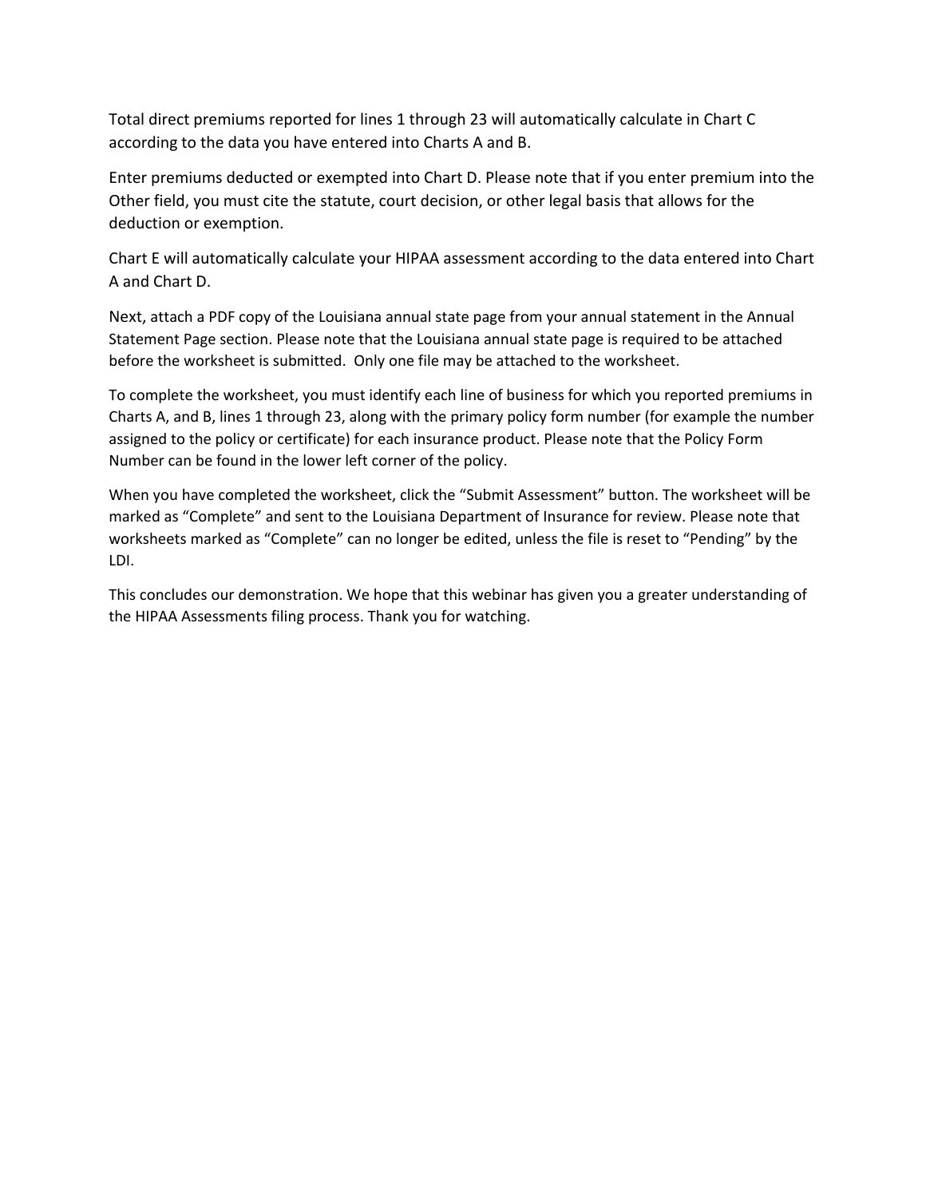Total direct premiums reported for lines 1 through 23 will automatically calculate in Chart C according to the data you have entered into Charts A and B.

Enter premiums deducted or exempted into Chart D. Please note that if you enter premium into the Other field, you must cite the statute, court decision, or other legal basis that allows for the deduction or exemption.

Chart E will automatically calculate your HIPAA assessment according to the data entered into Chart A and Chart D.

Next, attach a PDF copy of the Louisiana annual state page from your annual statement in the Annual Statement Page section. Please note that the Louisiana annual state page is required to be attached before the worksheet is submitted. Only one file may be attached to the worksheet.

To complete the worksheet, you must identify each line of business for which you reported premiums in Charts A, and B, lines 1 through 23, along with the primary policy form number (for example the number assigned to the policy or certificate) for each insurance product. Please note that the Policy Form Number can be found in the lower left corner of the policy.

When you have completed the worksheet, click the “Submit Assessment” button. The worksheet will be marked as “Complete” and sent to the Louisiana Department of Insurance for review. Please note that worksheets marked as “Complete” can no longer be edited, unless the file is reset to “Pending” by the LDI.

This concludes our demonstration. We hope that this webinar has given you a greater understanding of the HIPAA Assessments filing process. Thank you for watching.